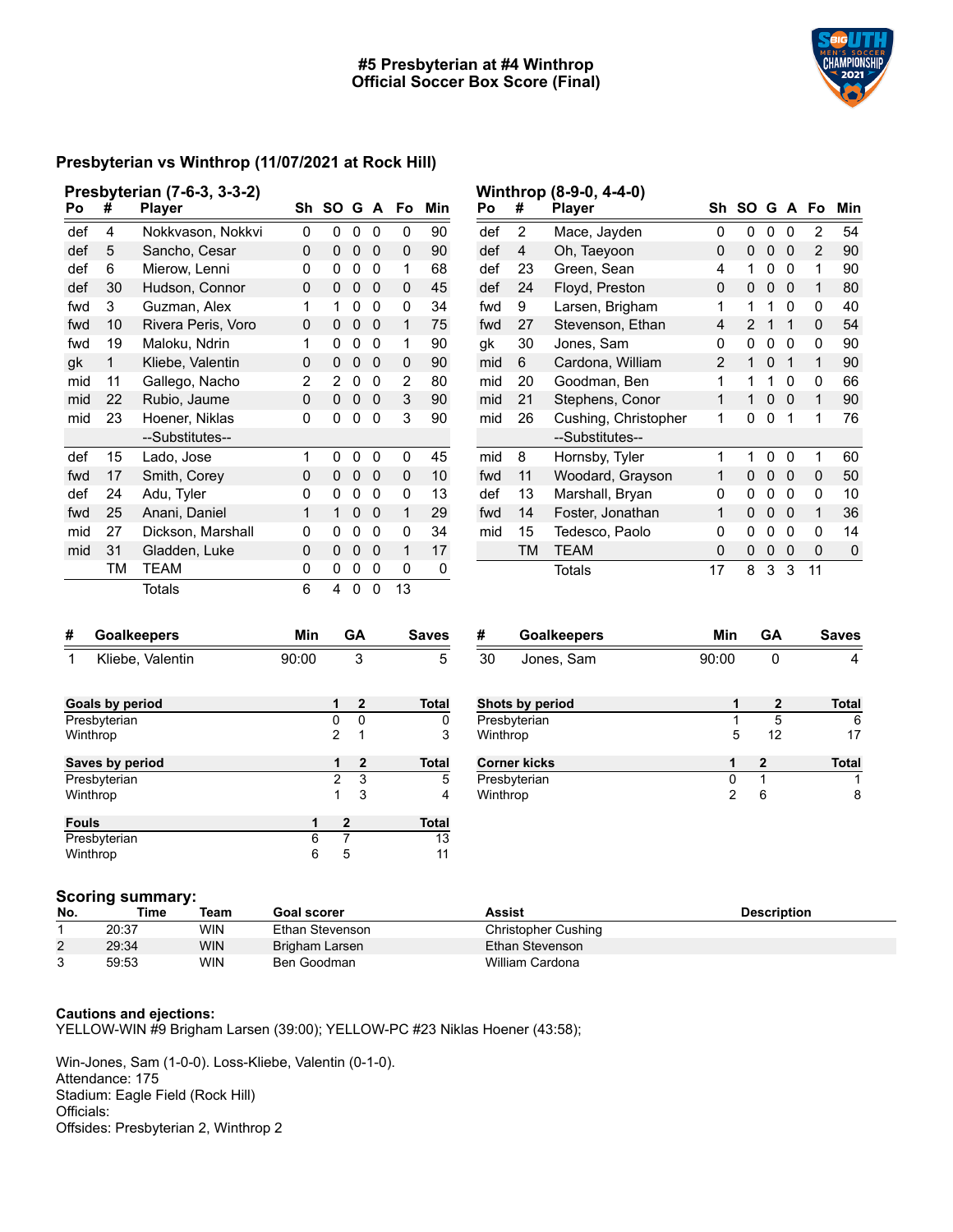# #5 Presbyterian at #4 Winthrop
# Official Soccer Box Score (Final)

## Presbyterian vs Winthrop (11/07/2021 at Rock Hill)

### Presbyterian (7-6-3, 3-3-2)

| Po | # | Player | Sh | SO | G | A | Fo | Min |
|---|---|---|---|---|---|---|---|---|
| def | 4 | Nokkvason, Nokkvi | 0 | 0 | 0 | 0 | 0 | 90 |
| def | 5 | Sancho, Cesar | 0 | 0 | 0 | 0 | 0 | 90 |
| def | 6 | Mierow, Lenni | 0 | 0 | 0 | 0 | 1 | 68 |
| def | 30 | Hudson, Connor | 0 | 0 | 0 | 0 | 0 | 45 |
| fwd | 3 | Guzman, Alex | 1 | 1 | 0 | 0 | 0 | 34 |
| fwd | 10 | Rivera Peris, Voro | 0 | 0 | 0 | 0 | 1 | 75 |
| fwd | 19 | Maloku, Ndrin | 1 | 0 | 0 | 0 | 1 | 90 |
| gk | 1 | Kliebe, Valentin | 0 | 0 | 0 | 0 | 0 | 90 |
| mid | 11 | Gallego, Nacho | 2 | 2 | 0 | 0 | 2 | 80 |
| mid | 22 | Rubio, Jaume | 0 | 0 | 0 | 0 | 3 | 90 |
| mid | 23 | Hoener, Niklas | 0 | 0 | 0 | 0 | 3 | 90 |
| | | --Substitutes-- | | | | | | |
| def | 15 | Lado, Jose | 1 | 0 | 0 | 0 | 0 | 45 |
| fwd | 17 | Smith, Corey | 0 | 0 | 0 | 0 | 0 | 10 |
| def | 24 | Adu, Tyler | 0 | 0 | 0 | 0 | 0 | 13 |
| fwd | 25 | Anani, Daniel | 1 | 1 | 0 | 0 | 1 | 29 |
| mid | 27 | Dickson, Marshall | 0 | 0 | 0 | 0 | 0 | 34 |
| mid | 31 | Gladden, Luke | 0 | 0 | 0 | 0 | 1 | 17 |
| | TM | TEAM | 0 | 0 | 0 | 0 | 0 | 0 |
| | | Totals | 6 | 4 | 0 | 0 | 13 | |

### Winthrop (8-9-0, 4-4-0)

| Po | # | Player | Sh | SO | G | A | Fo | Min |
|---|---|---|---|---|---|---|---|---|
| def | 2 | Mace, Jayden | 0 | 0 | 0 | 0 | 2 | 54 |
| def | 4 | Oh, Taeyoon | 0 | 0 | 0 | 0 | 2 | 90 |
| def | 23 | Green, Sean | 4 | 1 | 0 | 0 | 1 | 90 |
| def | 24 | Floyd, Preston | 0 | 0 | 0 | 0 | 1 | 80 |
| fwd | 9 | Larsen, Brigham | 1 | 1 | 1 | 0 | 0 | 40 |
| fwd | 27 | Stevenson, Ethan | 4 | 2 | 1 | 1 | 0 | 54 |
| gk | 30 | Jones, Sam | 0 | 0 | 0 | 0 | 0 | 90 |
| mid | 6 | Cardona, William | 2 | 1 | 0 | 1 | 1 | 90 |
| mid | 20 | Goodman, Ben | 1 | 1 | 1 | 0 | 0 | 66 |
| mid | 21 | Stephens, Conor | 1 | 1 | 0 | 0 | 1 | 90 |
| mid | 26 | Cushing, Christopher | 1 | 0 | 0 | 1 | 1 | 76 |
| | | --Substitutes-- | | | | | | |
| mid | 8 | Hornsby, Tyler | 1 | 1 | 0 | 0 | 1 | 60 |
| fwd | 11 | Woodard, Grayson | 1 | 0 | 0 | 0 | 0 | 50 |
| def | 13 | Marshall, Bryan | 0 | 0 | 0 | 0 | 0 | 10 |
| fwd | 14 | Foster, Jonathan | 1 | 0 | 0 | 0 | 1 | 36 |
| mid | 15 | Tedesco, Paolo | 0 | 0 | 0 | 0 | 0 | 14 |
| | TM | TEAM | 0 | 0 | 0 | 0 | 0 | 0 |
| | | Totals | 17 | 8 | 3 | 3 | 11 | |

| # | Goalkeepers | Min | GA | Saves |
|---|---|---|---|---|
| 1 | Kliebe, Valentin | 90:00 | 3 | 5 |

| # | Goalkeepers | Min | GA | Saves |
|---|---|---|---|---|
| 30 | Jones, Sam | 90:00 | 0 | 4 |

| Goals by period | 1 | 2 | Total |
|---|---|---|---|
| Presbyterian | 0 | 0 | 0 |
| Winthrop | 2 | 1 | 3 |

| Shots by period | 1 | 2 | Total |
|---|---|---|---|
| Presbyterian | 1 | 5 | 6 |
| Winthrop | 5 | 12 | 17 |

| Saves by period | 1 | 2 | Total |
|---|---|---|---|
| Presbyterian | 2 | 3 | 5 |
| Winthrop | 1 | 3 | 4 |

| Corner kicks | 1 | 2 | Total |
|---|---|---|---|
| Presbyterian | 0 | 1 | 1 |
| Winthrop | 2 | 6 | 8 |

| Fouls | 1 | 2 | Total |
|---|---|---|---|
| Presbyterian | 6 | 7 | 13 |
| Winthrop | 6 | 5 | 11 |

### Scoring summary:

| No. | Time | Team | Goal scorer | Assist | Description |
|---|---|---|---|---|---|
| 1 | 20:37 | WIN | Ethan Stevenson | Christopher Cushing | |
| 2 | 29:34 | WIN | Brigham Larsen | Ethan Stevenson | |
| 3 | 59:53 | WIN | Ben Goodman | William Cardona | |

**Cautions and ejections:**
YELLOW-WIN #9 Brigham Larsen (39:00); YELLOW-PC #23 Niklas Hoener (43:58);

Win-Jones, Sam (1-0-0). Loss-Kliebe, Valentin (0-1-0).
Attendance: 175
Stadium: Eagle Field (Rock Hill)
Officials:
Offsides: Presbyterian 2, Winthrop 2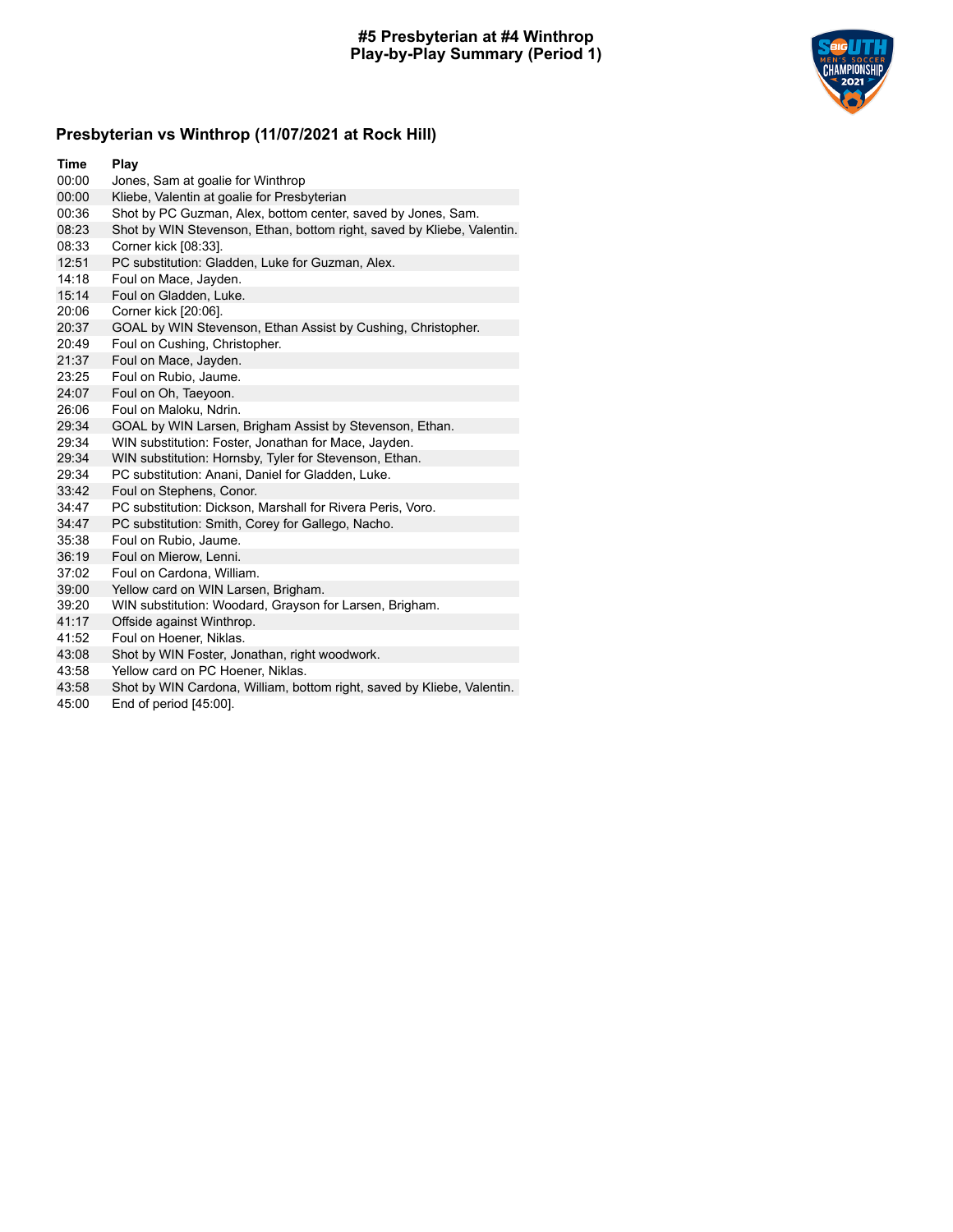# #5 Presbyterian at #4 Winthrop
## Play-by-Play Summary (Period 1)

### Presbyterian vs Winthrop (11/07/2021 at Rock Hill)

| Time | Play |
|---|---|
| 00:00 | Jones, Sam at goalie for Winthrop |
| 00:00 | Kliebe, Valentin at goalie for Presbyterian |
| 00:36 | Shot by PC Guzman, Alex, bottom center, saved by Jones, Sam. |
| 08:23 | Shot by WIN Stevenson, Ethan, bottom right, saved by Kliebe, Valentin. |
| 08:33 | Corner kick [08:33]. |
| 12:51 | PC substitution: Gladden, Luke for Guzman, Alex. |
| 14:18 | Foul on Mace, Jayden. |
| 15:14 | Foul on Gladden, Luke. |
| 20:06 | Corner kick [20:06]. |
| 20:37 | GOAL by WIN Stevenson, Ethan Assist by Cushing, Christopher. |
| 20:49 | Foul on Cushing, Christopher. |
| 21:37 | Foul on Mace, Jayden. |
| 23:25 | Foul on Rubio, Jaume. |
| 24:07 | Foul on Oh, Taeyoon. |
| 26:06 | Foul on Maloku, Ndrin. |
| 29:34 | GOAL by WIN Larsen, Brigham Assist by Stevenson, Ethan. |
| 29:34 | WIN substitution: Foster, Jonathan for Mace, Jayden. |
| 29:34 | WIN substitution: Hornsby, Tyler for Stevenson, Ethan. |
| 29:34 | PC substitution: Anani, Daniel for Gladden, Luke. |
| 33:42 | Foul on Stephens, Conor. |
| 34:47 | PC substitution: Dickson, Marshall for Rivera Peris, Voro. |
| 34:47 | PC substitution: Smith, Corey for Gallego, Nacho. |
| 35:38 | Foul on Rubio, Jaume. |
| 36:19 | Foul on Mierow, Lenni. |
| 37:02 | Foul on Cardona, William. |
| 39:00 | Yellow card on WIN Larsen, Brigham. |
| 39:20 | WIN substitution: Woodard, Grayson for Larsen, Brigham. |
| 41:17 | Offside against Winthrop. |
| 41:52 | Foul on Hoener, Niklas. |
| 43:08 | Shot by WIN Foster, Jonathan, right woodwork. |
| 43:58 | Yellow card on PC Hoener, Niklas. |
| 43:58 | Shot by WIN Cardona, William, bottom right, saved by Kliebe, Valentin. |
| 45:00 | End of period [45:00]. |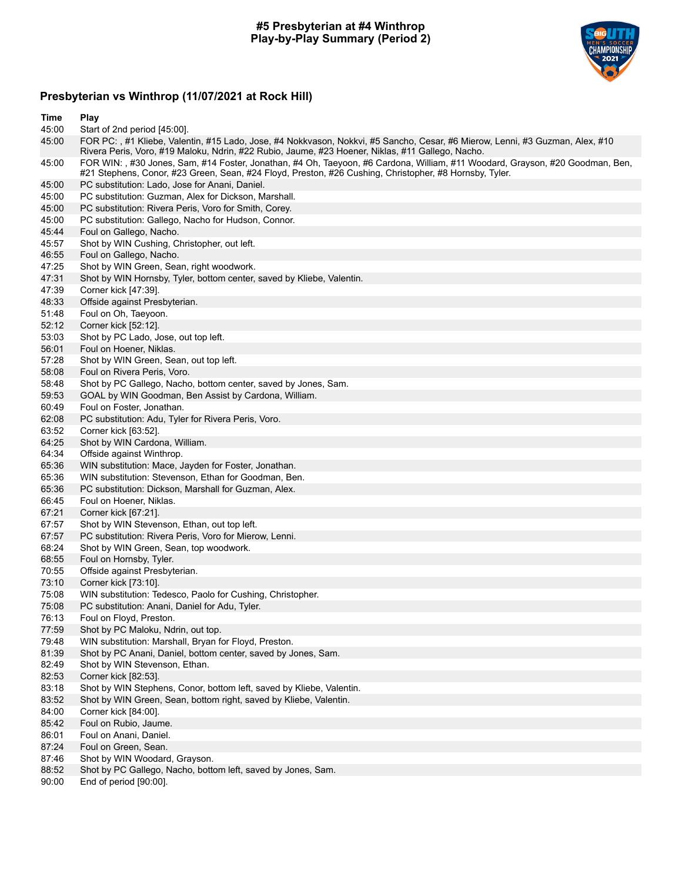# #5 Presbyterian at #4 Winthrop
## Play-by-Play Summary (Period 2)

## Presbyterian vs Winthrop (11/07/2021 at Rock Hill)

| Time | Play |
|---|---|
| 45:00 | Start of 2nd period [45:00]. |
| 45:00 | FOR PC: , #1 Kliebe, Valentin, #15 Lado, Jose, #4 Nokkvason, Nokkvi, #5 Sancho, Cesar, #6 Mierow, Lenni, #3 Guzman, Alex, #10 Rivera Peris, Voro, #19 Maloku, Ndrin, #22 Rubio, Jaume, #23 Hoener, Niklas, #11 Gallego, Nacho. |
| 45:00 | FOR WIN: , #30 Jones, Sam, #14 Foster, Jonathan, #4 Oh, Taeyoon, #6 Cardona, William, #11 Woodard, Grayson, #20 Goodman, Ben, #21 Stephens, Conor, #23 Green, Sean, #24 Floyd, Preston, #26 Cushing, Christopher, #8 Hornsby, Tyler. |
| 45:00 | PC substitution: Lado, Jose for Anani, Daniel. |
| 45:00 | PC substitution: Guzman, Alex for Dickson, Marshall. |
| 45:00 | PC substitution: Rivera Peris, Voro for Smith, Corey. |
| 45:00 | PC substitution: Gallego, Nacho for Hudson, Connor. |
| 45:44 | Foul on Gallego, Nacho. |
| 45:57 | Shot by WIN Cushing, Christopher, out left. |
| 46:55 | Foul on Gallego, Nacho. |
| 47:25 | Shot by WIN Green, Sean, right woodwork. |
| 47:31 | Shot by WIN Hornsby, Tyler, bottom center, saved by Kliebe, Valentin. |
| 47:39 | Corner kick [47:39]. |
| 48:33 | Offside against Presbyterian. |
| 51:48 | Foul on Oh, Taeyoon. |
| 52:12 | Corner kick [52:12]. |
| 53:03 | Shot by PC Lado, Jose, out top left. |
| 56:01 | Foul on Hoener, Niklas. |
| 57:28 | Shot by WIN Green, Sean, out top left. |
| 58:08 | Foul on Rivera Peris, Voro. |
| 58:48 | Shot by PC Gallego, Nacho, bottom center, saved by Jones, Sam. |
| 59:53 | GOAL by WIN Goodman, Ben Assist by Cardona, William. |
| 60:49 | Foul on Foster, Jonathan. |
| 62:08 | PC substitution: Adu, Tyler for Rivera Peris, Voro. |
| 63:52 | Corner kick [63:52]. |
| 64:25 | Shot by WIN Cardona, William. |
| 64:34 | Offside against Winthrop. |
| 65:36 | WIN substitution: Mace, Jayden for Foster, Jonathan. |
| 65:36 | WIN substitution: Stevenson, Ethan for Goodman, Ben. |
| 65:36 | PC substitution: Dickson, Marshall for Guzman, Alex. |
| 66:45 | Foul on Hoener, Niklas. |
| 67:21 | Corner kick [67:21]. |
| 67:57 | Shot by WIN Stevenson, Ethan, out top left. |
| 67:57 | PC substitution: Rivera Peris, Voro for Mierow, Lenni. |
| 68:24 | Shot by WIN Green, Sean, top woodwork. |
| 68:55 | Foul on Hornsby, Tyler. |
| 70:55 | Offside against Presbyterian. |
| 73:10 | Corner kick [73:10]. |
| 75:08 | WIN substitution: Tedesco, Paolo for Cushing, Christopher. |
| 75:08 | PC substitution: Anani, Daniel for Adu, Tyler. |
| 76:13 | Foul on Floyd, Preston. |
| 77:59 | Shot by PC Maloku, Ndrin, out top. |
| 79:48 | WIN substitution: Marshall, Bryan for Floyd, Preston. |
| 81:39 | Shot by PC Anani, Daniel, bottom center, saved by Jones, Sam. |
| 82:49 | Shot by WIN Stevenson, Ethan. |
| 82:53 | Corner kick [82:53]. |
| 83:18 | Shot by WIN Stephens, Conor, bottom left, saved by Kliebe, Valentin. |
| 83:52 | Shot by WIN Green, Sean, bottom right, saved by Kliebe, Valentin. |
| 84:00 | Corner kick [84:00]. |
| 85:42 | Foul on Rubio, Jaume. |
| 86:01 | Foul on Anani, Daniel. |
| 87:24 | Foul on Green, Sean. |
| 87:46 | Shot by WIN Woodard, Grayson. |
| 88:52 | Shot by PC Gallego, Nacho, bottom left, saved by Jones, Sam. |
| 90:00 | End of period [90:00]. |